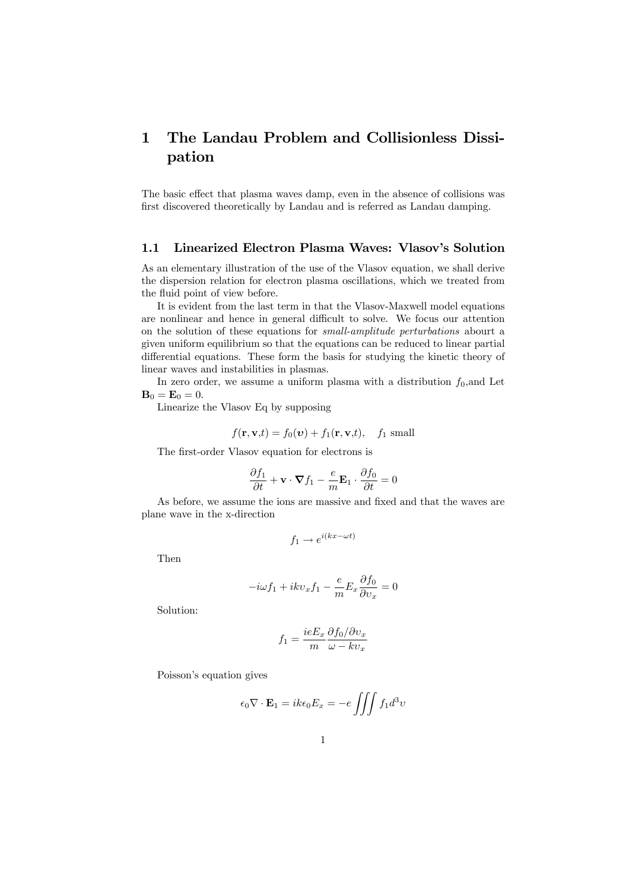# 1 The Landau Problem and Collisionless Dissipation

The basic effect that plasma waves damp, even in the absence of collisions was first discovered theoretically by Landau and is referred as Landau damping.

## 1.1 Linearized Electron Plasma Waves: Vlasov's Solution

As an elementary illustration of the use of the Vlasov equation, we shall derive the dispersion relation for electron plasma oscillations, which we treated from the fluid point of view before.

It is evident from the last term in that the Vlasov-Maxwell model equations are nonlinear and hence in general difficult to solve. We focus our attention on the solution of these equations for *small-amplitude perturbations* abourt a given uniform equilibrium so that the equations can be reduced to linear partial differential equations. These form the basis for studying the kinetic theory of linear waves and instabilities in plasmas.

In zero order, we assume a uniform plasma with a distribution $f_0$,and Let $\mathbf{B}_0 = \mathbf{E}_0 = 0$.

Linearize the Vlasov Eq by supposing

$$f(\mathbf{r}, \mathbf{v}, t) = f_0(\boldsymbol{v}) + f_1(\mathbf{r}, \mathbf{v}, t), \quad f_1 \text{ small}$$

The first-order Vlasov equation for electrons is

$$\frac{\partial f_1}{\partial t} + \mathbf{v} \cdot \boldsymbol{\nabla} f_1 - \frac{e}{m} \mathbf{E}_1 \cdot \frac{\partial f_0}{\partial t} = 0$$

As before, we assume the ions are massive and fixed and that the waves are plane wave in the x-direction

$$f_1 \rightarrow e^{i(kx - \omega t)}$$

Then

$$-i\omega f_1 + ik\upsilon_x f_1 - \frac{e}{m} E_x \frac{\partial f_0}{\partial \upsilon_x} = 0$$

Solution:

$$f_1 = \frac{ieE_x}{m} \frac{\partial f_0 / \partial \upsilon_x}{\omega - k\upsilon_x}$$

Poisson's equation gives

$$\epsilon_0 \nabla \cdot \mathbf{E}_1 = ik\epsilon_0 E_x = -e \iiint f_1 d^3\upsilon$$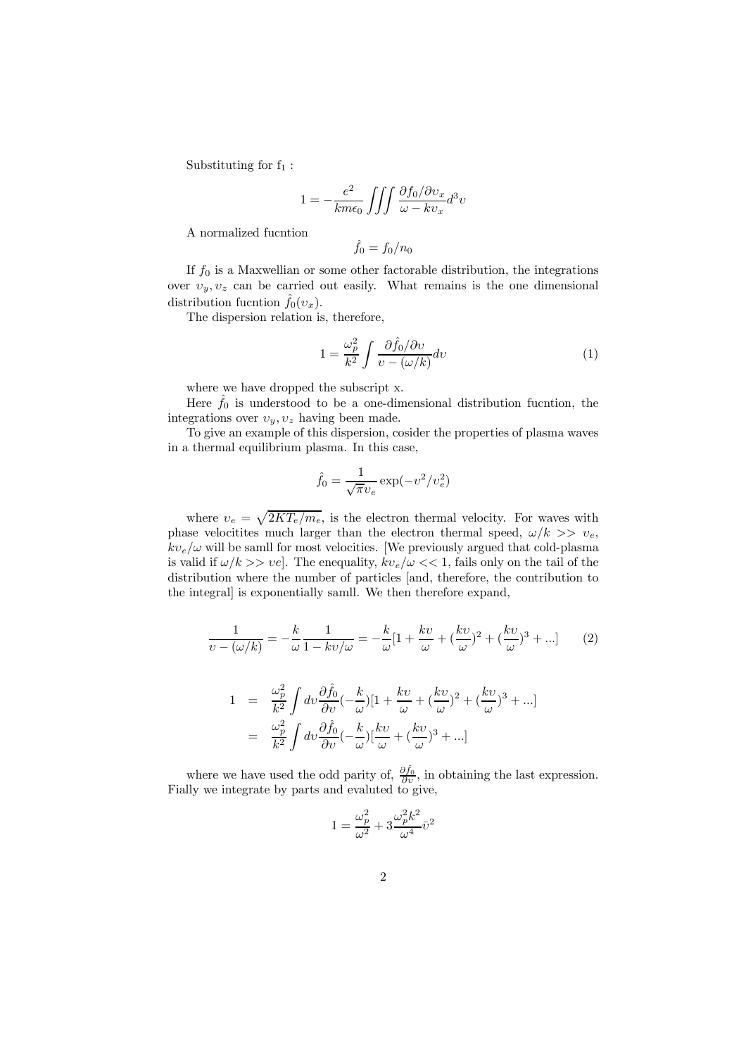Substituting for $f_1$ :

$$1 = -\frac{e^2}{km\epsilon_0} \iiint \frac{\partial f_0 / \partial \upsilon_x}{\omega - k\upsilon_x} d^3\upsilon$$

A normalized fucntion

$$\hat{f}_0 = f_0 / n_0$$

If $f_0$ is a Maxwellian or some other factorable distribution, the integrations over $\upsilon_y, \upsilon_z$ can be carried out easily. What remains is the one dimensional distribution fucntion $\hat{f}_0(\upsilon_x)$.

The dispersion relation is, therefore,

$$1 = \frac{\omega_p^2}{k^2} \int \frac{\partial \hat{f}_0 / \partial \upsilon}{\upsilon - (\omega/k)} d\upsilon \tag{1}$$

where we have dropped the subscript x.

Here $\hat{f}_0$ is understood to be a one-dimensional distribution fucntion, the integrations over $\upsilon_y, \upsilon_z$ having been made.

To give an example of this dispersion, cosider the properties of plasma waves in a thermal equilibrium plasma. In this case,

$$\hat{f}_0 = \frac{1}{\sqrt{\pi}\upsilon_e} \exp(-\upsilon^2/\upsilon_e^2)$$

where $\upsilon_e = \sqrt{2KT_e/m_e}$, is the electron thermal velocity. For waves with phase velocitites much larger than the electron thermal speed, $\omega/k >> \upsilon_e$, $k\upsilon_e/\omega$ will be samll for most velocities. [We previously argued that cold-plasma is valid if $\omega/k >> \upsilon e$]. The enequality, $k\upsilon_e/\omega << 1$, fails only on the tail of the distribution where the number of particles [and, therefore, the contribution to the integral] is exponentially samll. We then therefore expand,

$$\frac{1}{\upsilon - (\omega/k)} = -\frac{k}{\omega}\frac{1}{1 - k\upsilon/\omega} = -\frac{k}{\omega}[1 + \frac{k\upsilon}{\omega} + (\frac{k\upsilon}{\omega})^2 + (\frac{k\upsilon}{\omega})^3 + ...] \tag{2}$$

$$\begin{aligned} 1 &= \frac{\omega_p^2}{k^2} \int d\upsilon \frac{\partial \hat{f}_0}{\partial \upsilon} (-\frac{k}{\omega})[1 + \frac{k\upsilon}{\omega} + (\frac{k\upsilon}{\omega})^2 + (\frac{k\upsilon}{\omega})^3 + ...] \\ &= \frac{\omega_p^2}{k^2} \int d\upsilon \frac{\partial \hat{f}_0}{\partial \upsilon} (-\frac{k}{\omega})[\frac{k\upsilon}{\omega} + (\frac{k\upsilon}{\omega})^3 + ...] \end{aligned}$$

where we have used the odd parity of, $\frac{\partial \hat{f}_0}{\partial \upsilon}$, in obtaining the last expression. Fially we integrate by parts and evaluted to give,

$$1 = \frac{\omega_p^2}{\omega^2} + 3\frac{\omega_p^2 k^2}{\omega^4}\bar{\upsilon}^2$$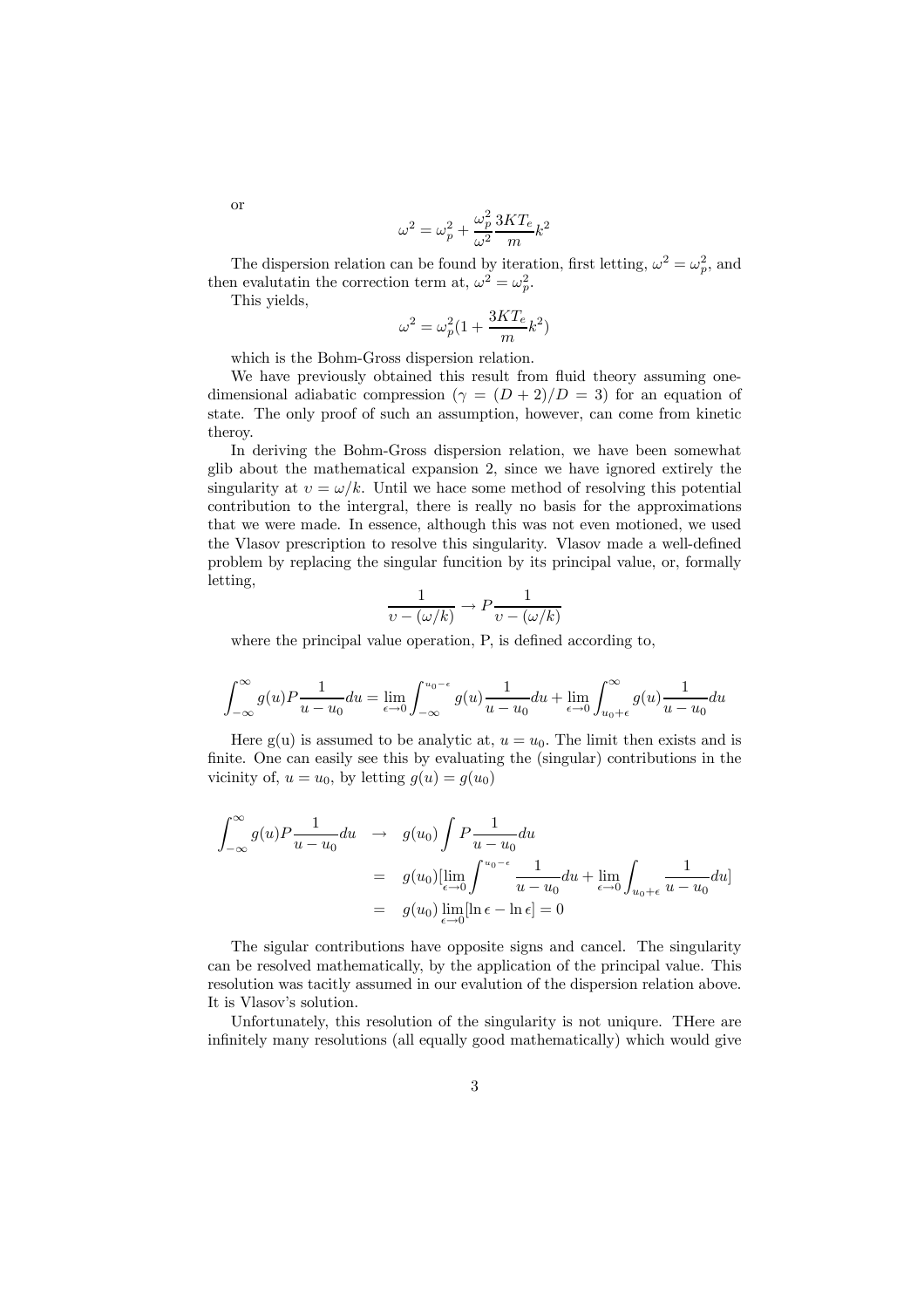or

$$\omega^2 = \omega_p^2 + \frac{\omega_p^2}{\omega^2}\frac{3KT_e}{m}k^2$$

The dispersion relation can be found by iteration, first letting, $\omega^2 = \omega_p^2$, and then evalutatin the correction term at, $\omega^2 = \omega_p^2$.

This yields,

$$\omega^2 = \omega_p^2(1 + \frac{3KT_e}{m}k^2)$$

which is the Bohm-Gross dispersion relation.

We have previously obtained this result from fluid theory assuming one-dimensional adiabatic compression ($\gamma = (D+2)/D = 3$) for an equation of state. The only proof of such an assumption, however, can come from kinetic theroy.

In deriving the Bohm-Gross dispersion relation, we have been somewhat glib about the mathematical expansion 2, since we have ignored extirely the singularity at $v = \omega/k$. Until we hace some method of resolving this potential contribution to the intergral, there is really no basis for the approximations that we were made. In essence, although this was not even motioned, we used the Vlasov prescription to resolve this singularity. Vlasov made a well-defined problem by replacing the singular funcition by its principal value, or, formally letting,

$$\frac{1}{v - (\omega/k)} \rightarrow P\frac{1}{v - (\omega/k)}$$

where the principal value operation, P, is defined according to,

$$\int_{-\infty}^{\infty} g(u)P\frac{1}{u-u_0}du = \lim_{\epsilon \to 0}\int_{-\infty}^{u_0-\epsilon} g(u)\frac{1}{u-u_0}du + \lim_{\epsilon \to 0}\int_{u_0+\epsilon}^{\infty} g(u)\frac{1}{u-u_0}du$$

Here g(u) is assumed to be analytic at, $u = u_0$. The limit then exists and is finite. One can easily see this by evaluating the (singular) contributions in the vicinity of, $u = u_0$, by letting $g(u) = g(u_0)$

$$\begin{aligned}
\int_{-\infty}^{\infty} g(u)P\frac{1}{u-u_0}du &\rightarrow g(u_0)\int P\frac{1}{u-u_0}du \\
&= g(u_0)[\lim_{\epsilon \to 0}\int^{u_0-\epsilon}\frac{1}{u-u_0}du + \lim_{\epsilon \to 0}\int_{u_0+\epsilon}\frac{1}{u-u_0}du] \\
&= g(u_0)\lim_{\epsilon \to 0}[\ln\epsilon - \ln\epsilon] = 0
\end{aligned}$$

The sigular contributions have opposite signs and cancel. The singularity can be resolved mathematically, by the application of the principal value. This resolution was tacitly assumed in our evalution of the dispersion relation above. It is Vlasov's solution.

Unfortunately, this resolution of the singularity is not uniqure. THere are infinitely many resolutions (all equally good mathematically) which would give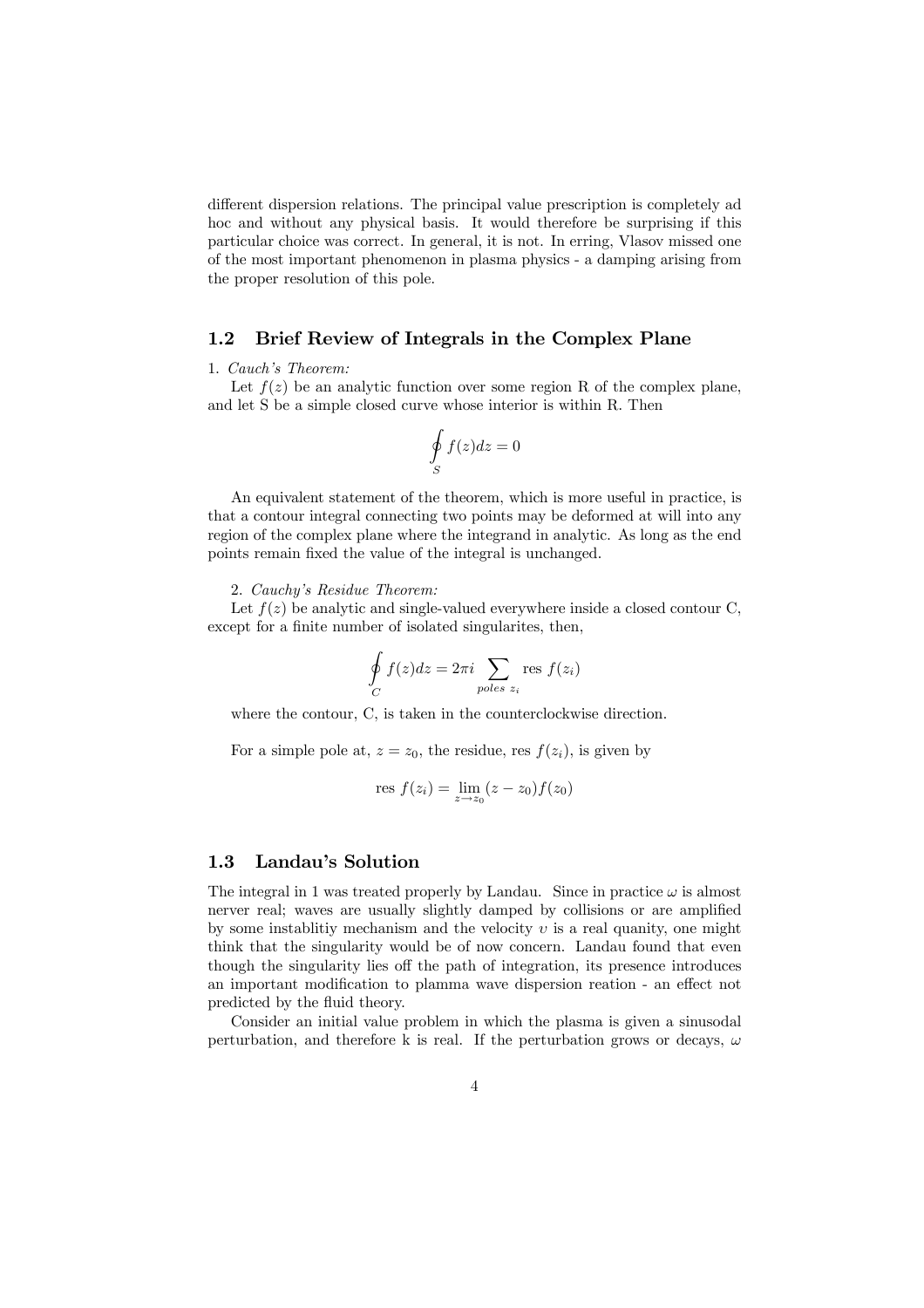different dispersion relations. The principal value prescription is completely ad hoc and without any physical basis. It would therefore be surprising if this particular choice was correct. In general, it is not. In erring, Vlasov missed one of the most important phenomenon in plasma physics - a damping arising from the proper resolution of this pole.

## 1.2 Brief Review of Integrals in the Complex Plane

1. *Cauch's Theorem:*

Let $f(z)$ be an analytic function over some region R of the complex plane, and let S be a simple closed curve whose interior is within R. Then

$$\oint_S f(z)dz = 0$$

An equivalent statement of the theorem, which is more useful in practice, is that a contour integral connecting two points may be deformed at will into any region of the complex plane where the integrand in analytic. As long as the end points remain fixed the value of the integral is unchanged.

2. *Cauchy's Residue Theorem:*

Let $f(z)$ be analytic and single-valued everywhere inside a closed contour C, except for a finite number of isolated singularites, then,

$$\oint_C f(z)dz = 2\pi i \sum_{poles\ z_i} \text{res } f(z_i)$$

where the contour, C, is taken in the counterclockwise direction.

For a simple pole at, $z = z_0$, the residue, res $f(z_i)$, is given by

$$\text{res } f(z_i) = \lim_{z \to z_0} (z - z_0) f(z_0)$$

## 1.3 Landau's Solution

The integral in 1 was treated properly by Landau. Since in practice $\omega$ is almost nerver real; waves are usually slightly damped by collisions or are amplified by some instablitiy mechanism and the velocity $v$ is a real quanity, one might think that the singularity would be of now concern. Landau found that even though the singularity lies off the path of integration, its presence introduces an important modification to plamma wave dispersion reation - an effect not predicted by the fluid theory.

Consider an initial value problem in which the plasma is given a sinusodal perturbation, and therefore k is real. If the perturbation grows or decays, $\omega$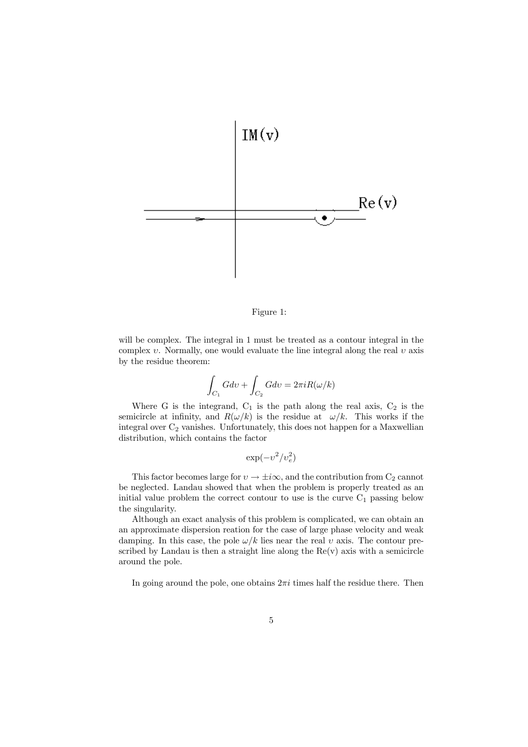Figure 1:

will be complex. The integral in 1 must be treated as a contour integral in the complex $v$. Normally, one would evaluate the line integral along the real $v$ axis by the residue theorem:

$$\int_{C_1} G dv + \int_{C_2} G dv = 2\pi i R(\omega/k)$$

Where G is the integrand, $C_1$ is the path along the real axis, $C_2$ is the semicircle at infinity, and $R(\omega/k)$ is the residue at $\omega/k$. This works if the integral over $C_2$ vanishes. Unfortunately, this does not happen for a Maxwellian distribution, which contains the factor

$$\exp(-v^2/v_e^2)$$

This factor becomes large for $v \to \pm i\infty$, and the contribution from $C_2$ cannot be neglected. Landau showed that when the problem is properly treated as an initial value problem the correct contour to use is the curve $C_1$ passing below the singularity.

Although an exact analysis of this problem is complicated, we can obtain an an approximate dispersion reation for the case of large phase velocity and weak damping. In this case, the pole $\omega/k$ lies near the real $v$ axis. The contour prescribed by Landau is then a straight line along the Re(v) axis with a semicircle around the pole.

In going around the pole, one obtains $2\pi i$ times half the residue there. Then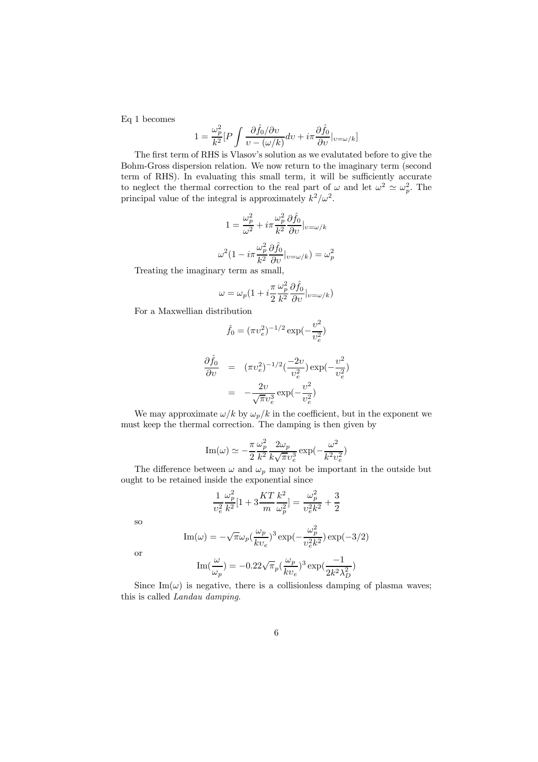Eq 1 becomes

$$1 = \frac{\omega_p^2}{k^2}[P\int \frac{\partial \hat{f}_0/\partial \upsilon}{\upsilon - (\omega/k)} d\upsilon + i\pi \frac{\partial \hat{f}_0}{\partial \upsilon}|_{\upsilon=\omega/k}]$$

The first term of RHS is Vlasov's solution as we evalutated before to give the Bohm-Gross dispersion relation. We now return to the imaginary term (second term of RHS). In evaluating this small term, it will be sufficiently accurate to neglect the thermal correction to the real part of $\omega$ and let $\omega^2 \simeq \omega_p^2$. The principal value of the integral is approximately $k^2/\omega^2$.

$$1 = \frac{\omega_p^2}{\omega^2} + i\pi \frac{\omega_p^2}{k^2} \frac{\partial \hat{f}_0}{\partial \upsilon}|_{\upsilon=\omega/k}$$

$$\omega^2(1 - i\pi \frac{\omega_p^2}{k^2} \frac{\partial \hat{f}_0}{\partial \upsilon}|_{\upsilon=\omega/k}) = \omega_p^2$$

Treating the imaginary term as small,

$$\omega = \omega_p(1 + i\frac{\pi}{2}\frac{\omega_p^2}{k^2}\frac{\partial \hat{f}_0}{\partial \upsilon}|_{\upsilon=\omega/k})$$

For a Maxwellian distribution

$$\hat{f}_0 = (\pi \upsilon_e^2)^{-1/2} \exp(-\frac{\upsilon^2}{\upsilon_e^2})$$

$$\begin{aligned}
\frac{\partial \hat{f}_0}{\partial \upsilon} &= (\pi \upsilon_e^2)^{-1/2}(\frac{-2\upsilon}{\upsilon_e^2}) \exp(-\frac{\upsilon^2}{\upsilon_e^2}) \\
&= -\frac{2\upsilon}{\sqrt{\pi}\upsilon_e^3} \exp(-\frac{\upsilon^2}{\upsilon_e^2})
\end{aligned}$$

We may approximate $\omega/k$ by $\omega_p/k$ in the coefficient, but in the exponent we must keep the thermal correction. The damping is then given by

$$\text{Im}(\omega) \simeq -\frac{\pi}{2}\frac{\omega_p^2}{k^2}\frac{2\omega_p}{k\sqrt{\pi}\upsilon_e^3}\exp(-\frac{\omega^2}{k^2\upsilon_e^2})$$

The difference between $\omega$ and $\omega_p$ may not be important in the outside but ought to be retained inside the exponential since

$$\frac{1}{\upsilon_e^2}\frac{\omega_p^2}{k^2}[1 + 3\frac{KT}{m}\frac{k^2}{\omega_p^2}] = \frac{\omega_p^2}{\upsilon_e^2 k^2} + \frac{3}{2}$$

so

$$\text{Im}(\omega) = -\sqrt{\pi}\omega_p(\frac{\omega_p}{k\upsilon_e})^3 \exp(-\frac{\omega_p^2}{\upsilon_e^2 k^2})\exp(-3/2)$$

or

$$\text{Im}(\frac{\omega}{\omega_p}) = -0.22\sqrt{\pi}_p(\frac{\omega_p}{k\upsilon_e})^3 \exp(\frac{-1}{2k^2\lambda_D^2})$$

Since $\text{Im}(\omega)$ is negative, there is a collisionless damping of plasma waves; this is called *Landau damping*.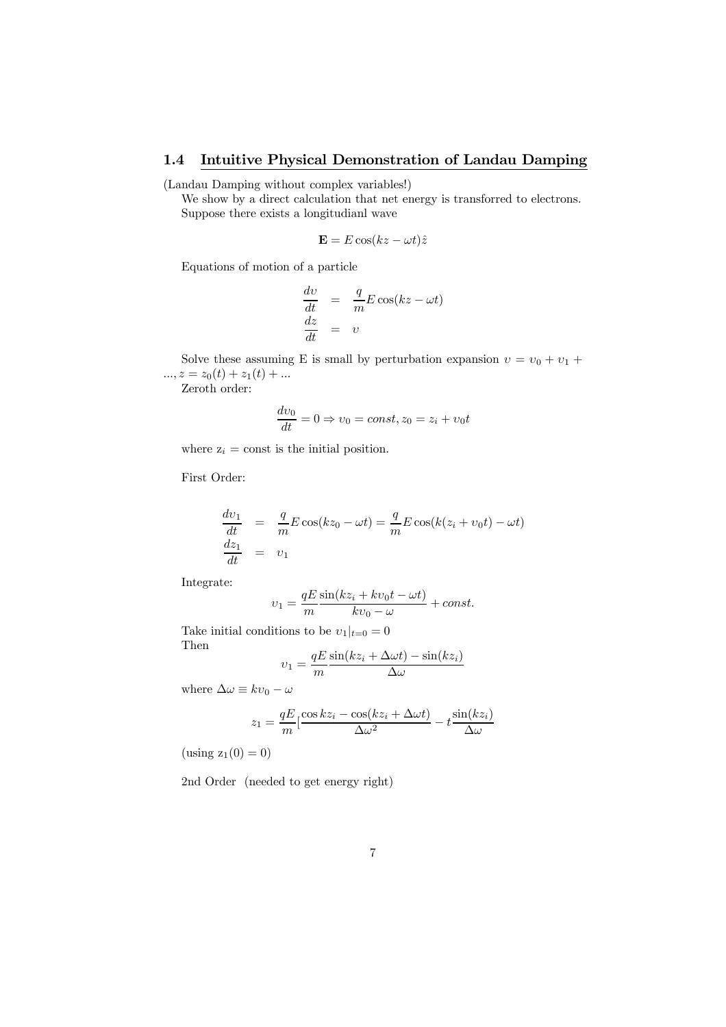## 1.4 Intuitive Physical Demonstration of Landau Damping

(Landau Damping without complex variables!)

We show by a direct calculation that net energy is transforred to electrons.

Suppose there exists a longitudianl wave

$$\mathbf{E} = E\cos(kz - \omega t)\hat{z}$$

Equations of motion of a particle

$$\begin{aligned}
\frac{dv}{dt} &= \frac{q}{m}E\cos(kz - \omega t) \\
\frac{dz}{dt} &= v
\end{aligned}$$

Solve these assuming E is small by perturbation expansion $v = v_0 + v_1 + ..., z = z_0(t) + z_1(t) + ...$

Zeroth order:

$$\frac{dv_0}{dt} = 0 \Rightarrow v_0 = const, z_0 = z_i + v_0 t$$

where $z_i$ = const is the initial position.

First Order:

$$\begin{aligned}
\frac{dv_1}{dt} &= \frac{q}{m}E\cos(kz_0 - \omega t) = \frac{q}{m}E\cos(k(z_i + v_0 t) - \omega t) \\
\frac{dz_1}{dt} &= v_1
\end{aligned}$$

Integrate:

$$v_1 = \frac{qE}{m}\frac{\sin(kz_i + kv_0 t - \omega t)}{kv_0 - \omega} + const.$$

Take initial conditions to be $v_1|_{t=0} = 0$

Then

$$v_1 = \frac{qE}{m}\frac{\sin(kz_i + \Delta\omega t) - \sin(kz_i)}{\Delta\omega}$$

where $\Delta\omega \equiv kv_0 - \omega$

$$z_1 = \frac{qE}{m}[\frac{\cos kz_i - \cos(kz_i + \Delta\omega t)}{\Delta\omega^2} - t\frac{\sin(kz_i)}{\Delta\omega}$$

(using $z_1(0) = 0$)

2nd Order (needed to get energy right)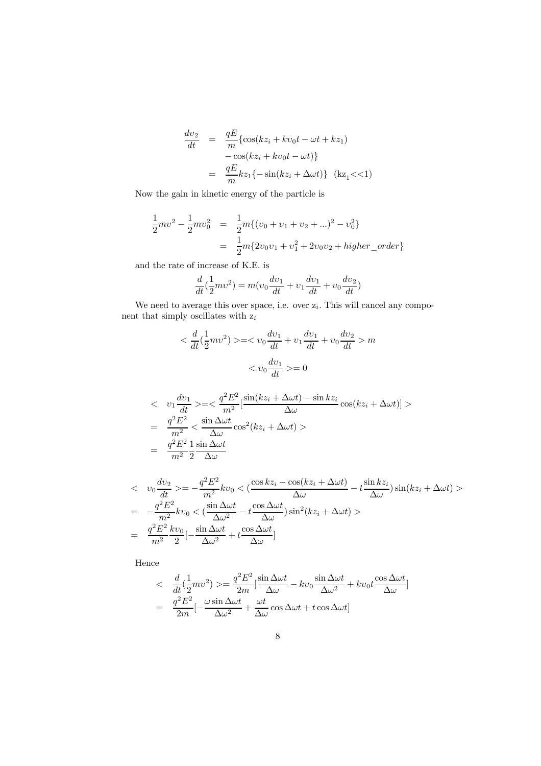$$
\begin{aligned}
\frac{dv_2}{dt} &= \frac{qE}{m}\{\cos(kz_i + kv_0t - \omega t + kz_1) \\
&\quad - \cos(kz_i + kv_0t - \omega t)\} \\
&= \frac{qE}{m}kz_1\{-\sin(kz_i + \Delta\omega t)\} \quad (\mathrm{kz_1}<<1)
\end{aligned}
$$

Now the gain in kinetic energy of the particle is

$$
\begin{aligned}
\frac{1}{2}mv^2 - \frac{1}{2}mv_0^2 &= \frac{1}{2}m\{(v_0 + v_1 + v_2 + ...)^2 - v_0^2\} \\
&= \frac{1}{2}m\{2v_0v_1 + v_1^2 + 2v_0v_2 + higher\_order\}
\end{aligned}
$$

and the rate of increase of K.E. is

$$
\frac{d}{dt}(\frac{1}{2}mv^2) = m(v_0\frac{dv_1}{dt} + v_1\frac{dv_1}{dt} + v_0\frac{dv_2}{dt})
$$

We need to average this over space, i.e. over $z_i$. This will cancel any component that simply oscillates with $z_i$

$$
< \frac{d}{dt}(\frac{1}{2}mv^2) >=< v_0\frac{dv_1}{dt} + v_1\frac{dv_1}{dt} + v_0\frac{dv_2}{dt} > m
$$

$$
< v_0\frac{dv_1}{dt} >= 0
$$

$$
\begin{aligned}
&< \quad v_1\frac{dv_1}{dt} >=< \frac{q^2E^2}{m^2}[\frac{\sin(kz_i + \Delta\omega t) - \sin kz_i}{\Delta\omega}\cos(kz_i + \Delta\omega t)] > \\
&= \quad \frac{q^2E^2}{m^2} < \frac{\sin\Delta\omega t}{\Delta\omega}\cos^2(kz_i + \Delta\omega t) > \\
&= \quad \frac{q^2E^2}{m^2}\frac{1}{2}\frac{\sin\Delta\omega t}{\Delta\omega}
\end{aligned}
$$

$$
\begin{aligned}
&< \quad v_0\frac{dv_2}{dt} >= -\frac{q^2E^2}{m^2}kv_0 < (\frac{\cos kz_i - \cos(kz_i + \Delta\omega t)}{\Delta\omega} - t\frac{\sin kz_i}{\Delta\omega})\sin(kz_i + \Delta\omega t) > \\
&= \quad -\frac{q^2E^2}{m^2}kv_0 < (\frac{\sin\Delta\omega t}{\Delta\omega^2} - t\frac{\cos\Delta\omega t}{\Delta\omega})\sin^2(kz_i + \Delta\omega t) > \\
&= \quad \frac{q^2E^2}{m^2}\frac{kv_0}{2}[-\frac{\sin\Delta\omega t}{\Delta\omega^2} + t\frac{\cos\Delta\omega t}{\Delta\omega}]
\end{aligned}
$$

Hence

$$
\begin{aligned}
&< \quad \frac{d}{dt}(\frac{1}{2}mv^2) >= \frac{q^2E^2}{2m}[\frac{\sin\Delta\omega t}{\Delta\omega} - kv_0\frac{\sin\Delta\omega t}{\Delta\omega^2} + kv_0t\frac{\cos\Delta\omega t}{\Delta\omega}] \\
&= \quad \frac{q^2E^2}{2m}[-\frac{\omega\sin\Delta\omega t}{\Delta\omega^2} + \frac{\omega t}{\Delta\omega}\cos\Delta\omega t + t\cos\Delta\omega t]
\end{aligned}
$$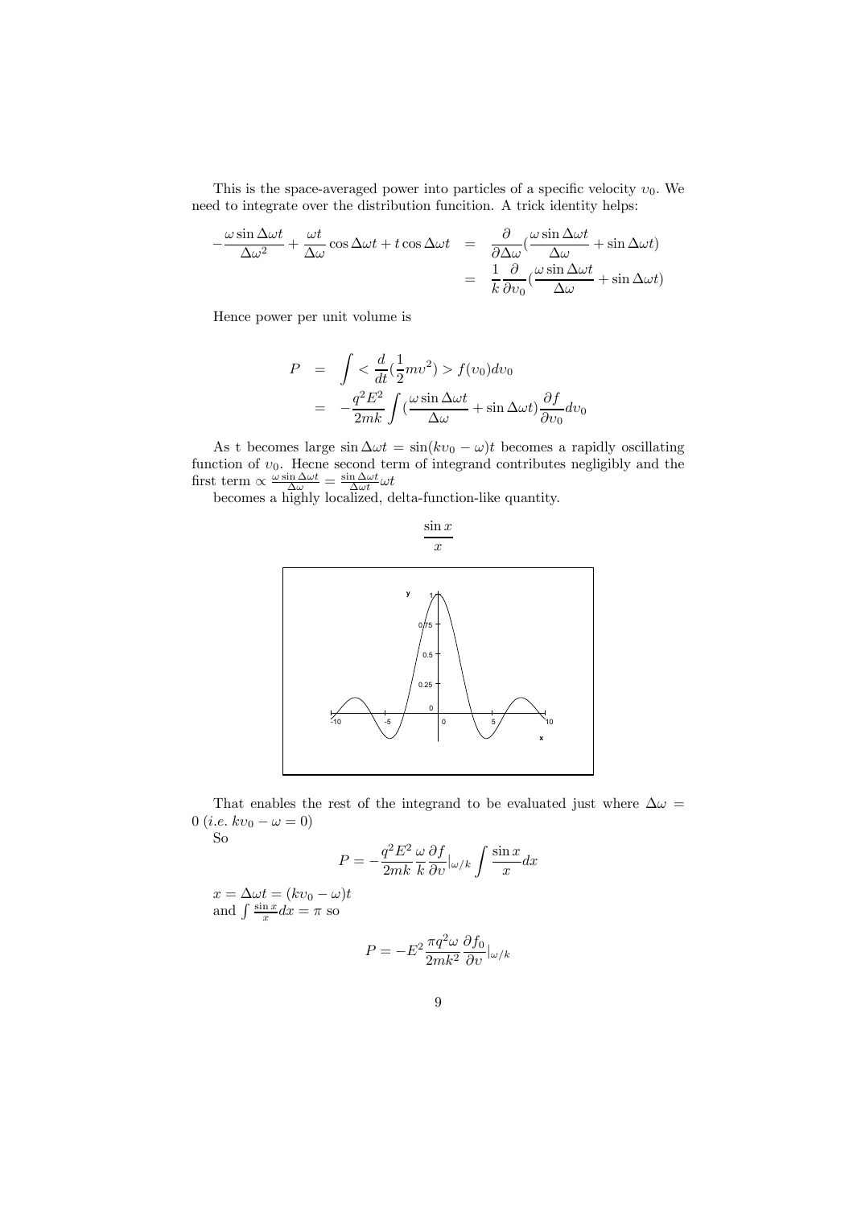This is the space-averaged power into particles of a specific velocity $v_0$. We need to integrate over the distribution funcition. A trick identity helps:

$$
\begin{aligned}
-\frac{\omega \sin \Delta\omega t}{\Delta\omega^2} + \frac{\omega t}{\Delta\omega}\cos \Delta\omega t + t \cos \Delta\omega t &= \frac{\partial}{\partial \Delta\omega}\left(\frac{\omega \sin \Delta\omega t}{\Delta\omega} + \sin \Delta\omega t\right) \\
&= \frac{1}{k}\frac{\partial}{\partial v_0}\left(\frac{\omega \sin \Delta\omega t}{\Delta\omega} + \sin \Delta\omega t\right)
\end{aligned}
$$

Hence power per unit volume is

$$
\begin{aligned}
P &= \int < \frac{d}{dt}\left(\frac{1}{2}mv^2\right) > f(v_0) dv_0 \\
&= -\frac{q^2 E^2}{2mk}\int \left(\frac{\omega \sin \Delta\omega t}{\Delta\omega} + \sin \Delta\omega t\right)\frac{\partial f}{\partial v_0} dv_0
\end{aligned}
$$

As t becomes large $\sin \Delta\omega t = \sin(kv_0 - \omega)t$ becomes a rapidly oscillating function of $v_0$. Hecne second term of integrand contributes negligibly and the first term $\propto \frac{\omega \sin \Delta\omega t}{\Delta\omega} = \frac{\sin \Delta\omega t}{\Delta\omega t}\omega t$

becomes a highly localized, delta-function-like quantity.

$$\frac{\sin x}{x}$$

That enables the rest of the integrand to be evaluated just where $\Delta\omega = 0$ (*i.e.* $kv_0 - \omega = 0$)

So

$$P = -\frac{q^2 E^2}{2mk}\frac{\omega}{k}\frac{\partial f}{\partial v}|_{\omega/k}\int \frac{\sin x}{x} dx$$

$x = \Delta\omega t = (kv_0 - \omega)t$
and $\int \frac{\sin x}{x} dx = \pi$ so

$$P = -E^2 \frac{\pi q^2 \omega}{2mk^2}\frac{\partial f_0}{\partial v}|_{\omega/k}$$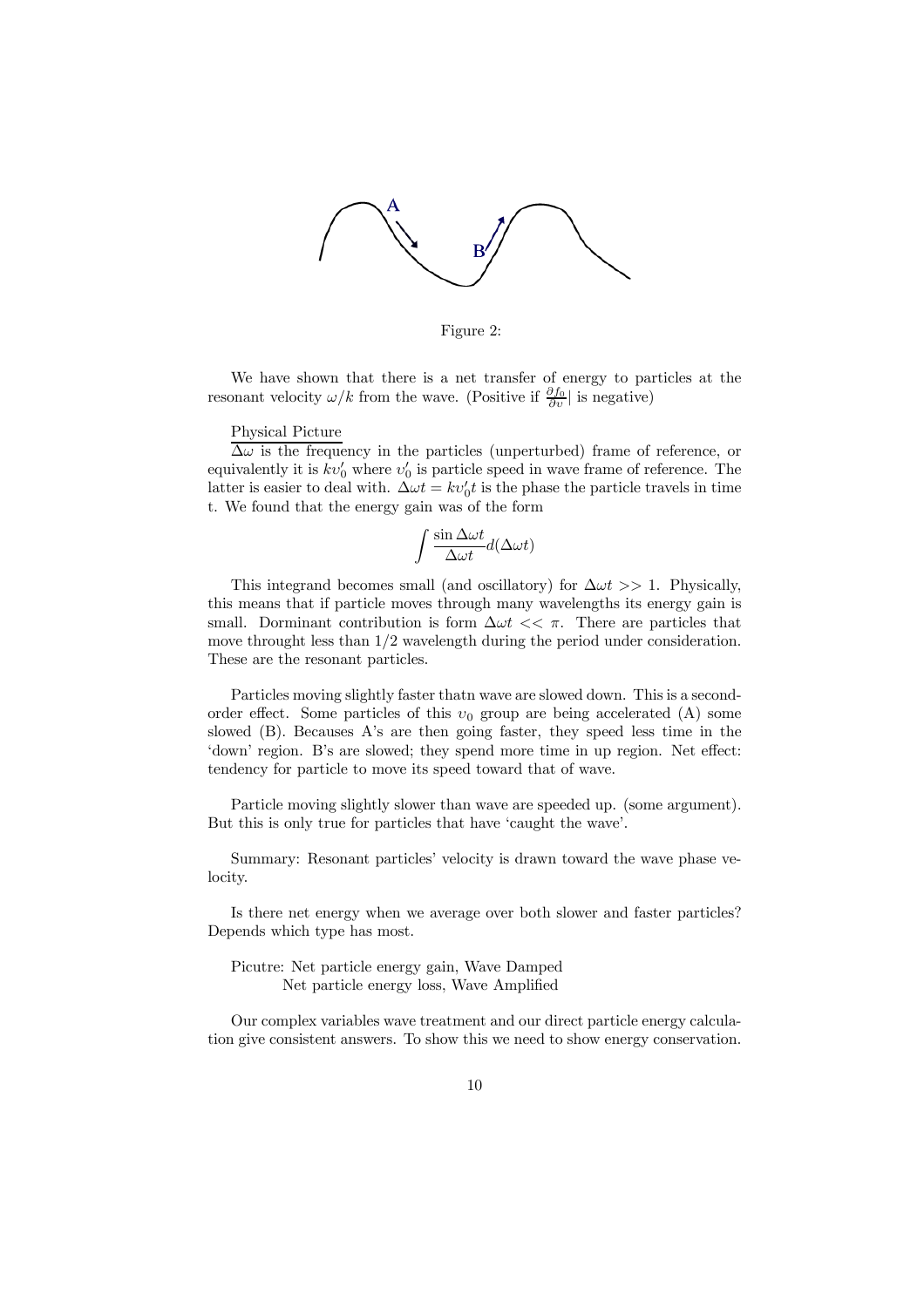Figure 2:

We have shown that there is a net transfer of energy to particles at the resonant velocity $\omega/k$ from the wave. (Positive if $\frac{\partial f_0}{\partial v}|$ is negative)

Physical Picture

$\Delta\omega$ is the frequency in the particles (unperturbed) frame of reference, or equivalently it is $kv_0'$ where $v_0'$ is particle speed in wave frame of reference. The latter is easier to deal with. $\Delta\omega t = kv_0' t$ is the phase the particle travels in time t. We found that the energy gain was of the form

$$\int \frac{\sin \Delta\omega t}{\Delta\omega t} d(\Delta\omega t)$$

This integrand becomes small (and oscillatory) for $\Delta\omega t >> 1$. Physically, this means that if particle moves through many wavelengths its energy gain is small. Dorminant contribution is form $\Delta\omega t << \pi$. There are particles that move throught less than 1/2 wavelength during the period under consideration. These are the resonant particles.

Particles moving slightly faster thatn wave are slowed down. This is a second-order effect. Some particles of this $v_0$ group are being accelerated (A) some slowed (B). Becauses A's are then going faster, they speed less time in the 'down' region. B's are slowed; they spend more time in up region. Net effect: tendency for particle to move its speed toward that of wave.

Particle moving slightly slower than wave are speeded up. (some argument). But this is only true for particles that have 'caught the wave'.

Summary: Resonant particles' velocity is drawn toward the wave phase velocity.

Is there net energy when we average over both slower and faster particles? Depends which type has most.

Picutre: Net particle energy gain, Wave Damped
Net particle energy loss, Wave Amplified

Our complex variables wave treatment and our direct particle energy calculation give consistent answers. To show this we need to show energy conservation.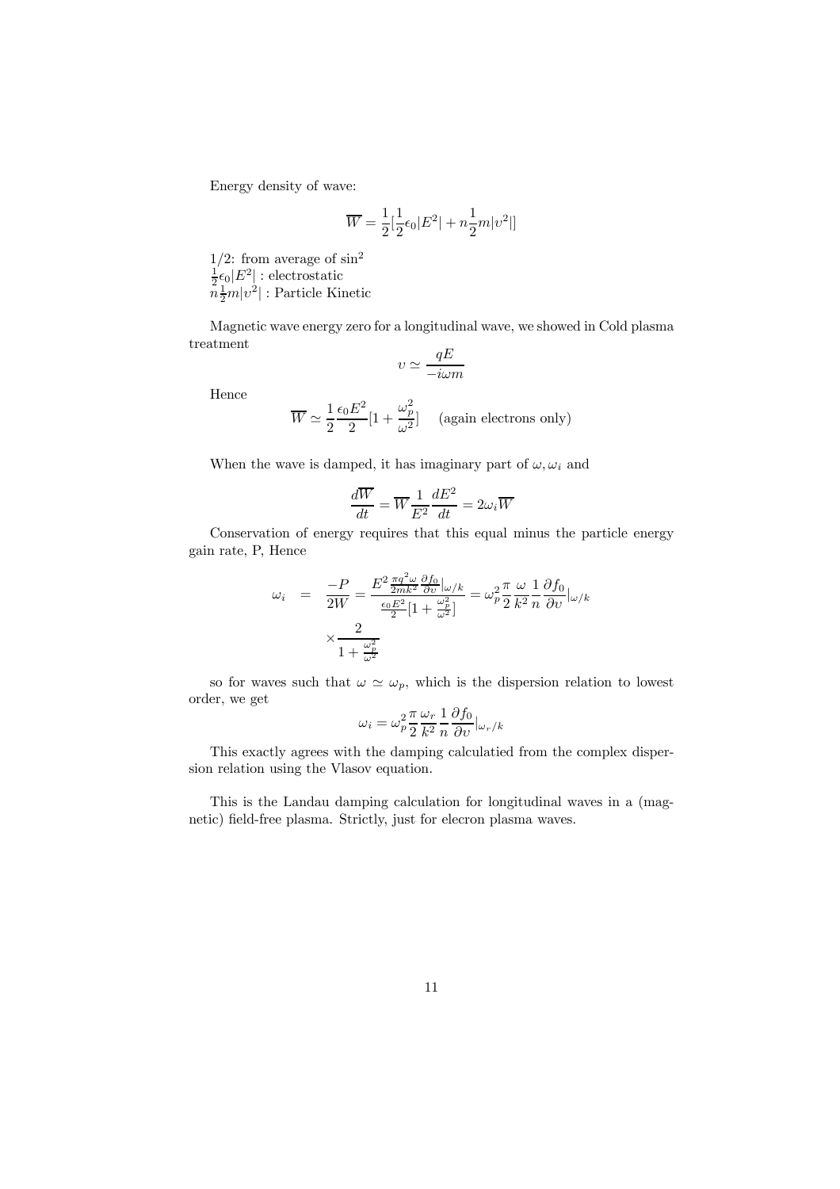Energy density of wave:

$$\overline{W} = \frac{1}{2}[\frac{1}{2}\epsilon_0|E^2| + n\frac{1}{2}m|\upsilon^2|]$$

1/2: from average of $\sin^2$

$\frac{1}{2}\epsilon_0|E^2|$ : electrostatic

$n\frac{1}{2}m|\upsilon^2|$ : Particle Kinetic

Magnetic wave energy zero for a longitudinal wave, we showed in Cold plasma treatment

$$\upsilon \simeq \frac{qE}{-i\omega m}$$

Hence

$$\overline{W} \simeq \frac{1}{2}\frac{\epsilon_0 E^2}{2}[1 + \frac{\omega_p^2}{\omega^2}] \quad \text{(again electrons only)}$$

When the wave is damped, it has imaginary part of $\omega, \omega_i$ and

$$\frac{d\overline{W}}{dt} = \overline{W}\frac{1}{E^2}\frac{dE^2}{dt} = 2\omega_i\overline{W}$$

Conservation of energy requires that this equal minus the particle energy gain rate, P, Hence

$$\begin{aligned} \omega_i &= \frac{-P}{2W} = \frac{E^2 \frac{\pi q^2 \omega}{2mk^2}\frac{\partial f_0}{\partial \upsilon}|_{\omega/k}}{\frac{\epsilon_0 E^2}{2}[1 + \frac{\omega_p^2}{\omega^2}]} = \omega_p^2 \frac{\pi}{2}\frac{\omega}{k^2}\frac{1}{n}\frac{\partial f_0}{\partial \upsilon}|_{\omega/k} \\ &\times \frac{2}{1 + \frac{\omega_p^2}{\omega^2}} \end{aligned}$$

so for waves such that $\omega \simeq \omega_p$, which is the dispersion relation to lowest order, we get

$$\omega_i = \omega_p^2 \frac{\pi}{2}\frac{\omega_r}{k^2}\frac{1}{n}\frac{\partial f_0}{\partial \upsilon}|_{\omega_r/k}$$

This exactly agrees with the damping calculatied from the complex dispersion relation using the Vlasov equation.

This is the Landau damping calculation for longitudinal waves in a (magnetic) field-free plasma. Strictly, just for elecron plasma waves.